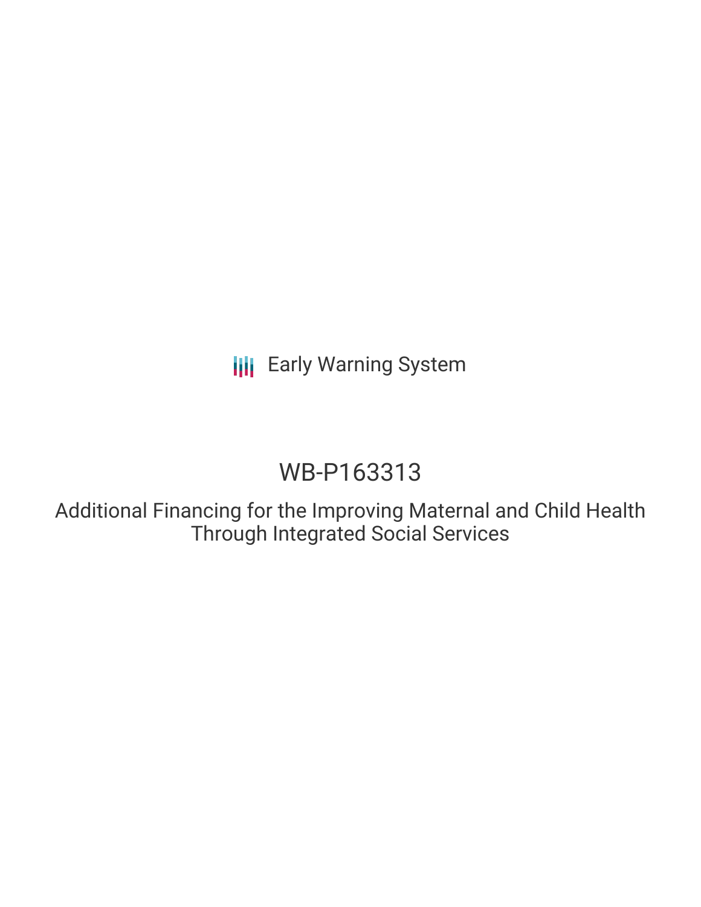Early Warning System

# WB-P163313

## Additional Financing for the Improving Maternal and Child Health Through Integrated Social Services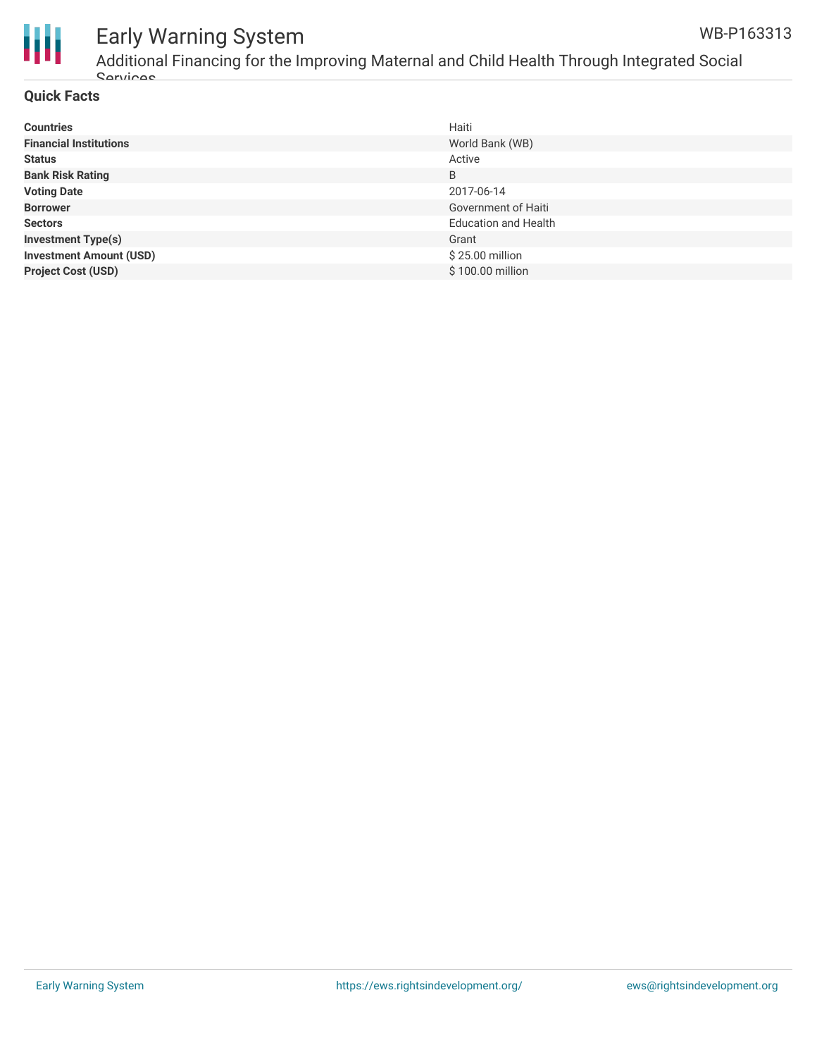## Quick Facts

| | |
|---|---|
| **Countries** | Haiti |
| **Financial Institutions** | World Bank (WB) |
| **Status** | Active |
| **Bank Risk Rating** | B |
| **Voting Date** | 2017-06-14 |
| **Borrower** | Government of Haiti |
| **Sectors** | Education and Health |
| **Investment Type(s)** | Grant |
| **Investment Amount (USD)** | $ 25.00 million |
| **Project Cost (USD)** | $ 100.00 million |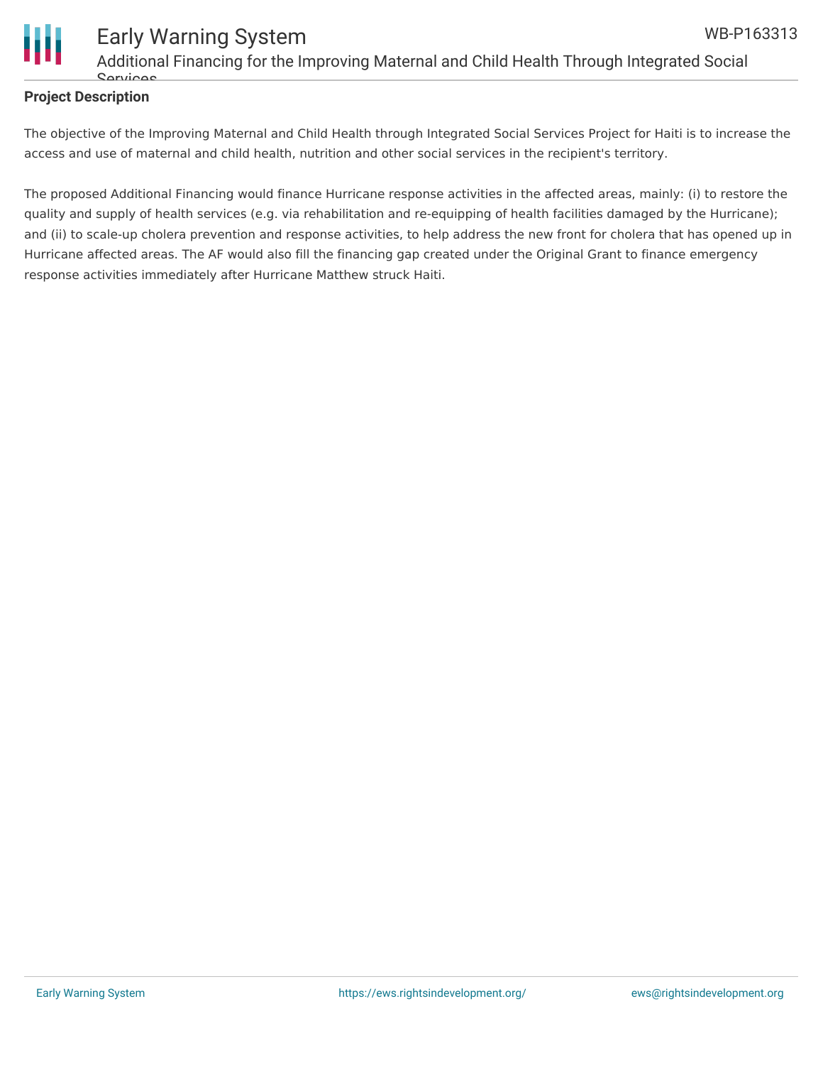**Project Description**

The objective of the Improving Maternal and Child Health through Integrated Social Services Project for Haiti is to increase the access and use of maternal and child health, nutrition and other social services in the recipient's territory.

The proposed Additional Financing would finance Hurricane response activities in the affected areas, mainly: (i) to restore the quality and supply of health services (e.g. via rehabilitation and re-equipping of health facilities damaged by the Hurricane); and (ii) to scale-up cholera prevention and response activities, to help address the new front for cholera that has opened up in Hurricane affected areas. The AF would also fill the financing gap created under the Original Grant to finance emergency response activities immediately after Hurricane Matthew struck Haiti.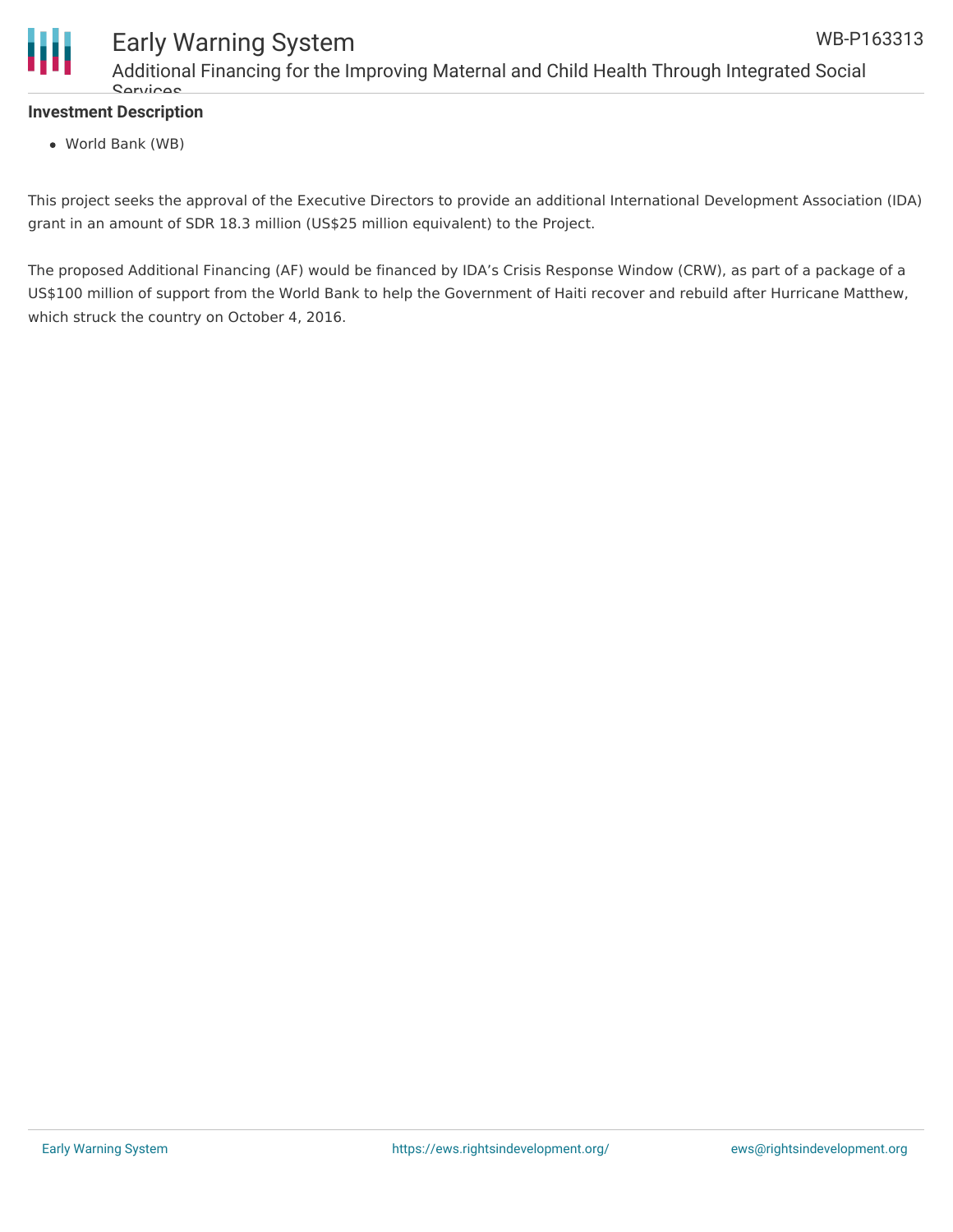**Investment Description**

- World Bank (WB)

This project seeks the approval of the Executive Directors to provide an additional International Development Association (IDA) grant in an amount of SDR 18.3 million (US$25 million equivalent) to the Project.

The proposed Additional Financing (AF) would be financed by IDA's Crisis Response Window (CRW), as part of a package of a US$100 million of support from the World Bank to help the Government of Haiti recover and rebuild after Hurricane Matthew, which struck the country on October 4, 2016.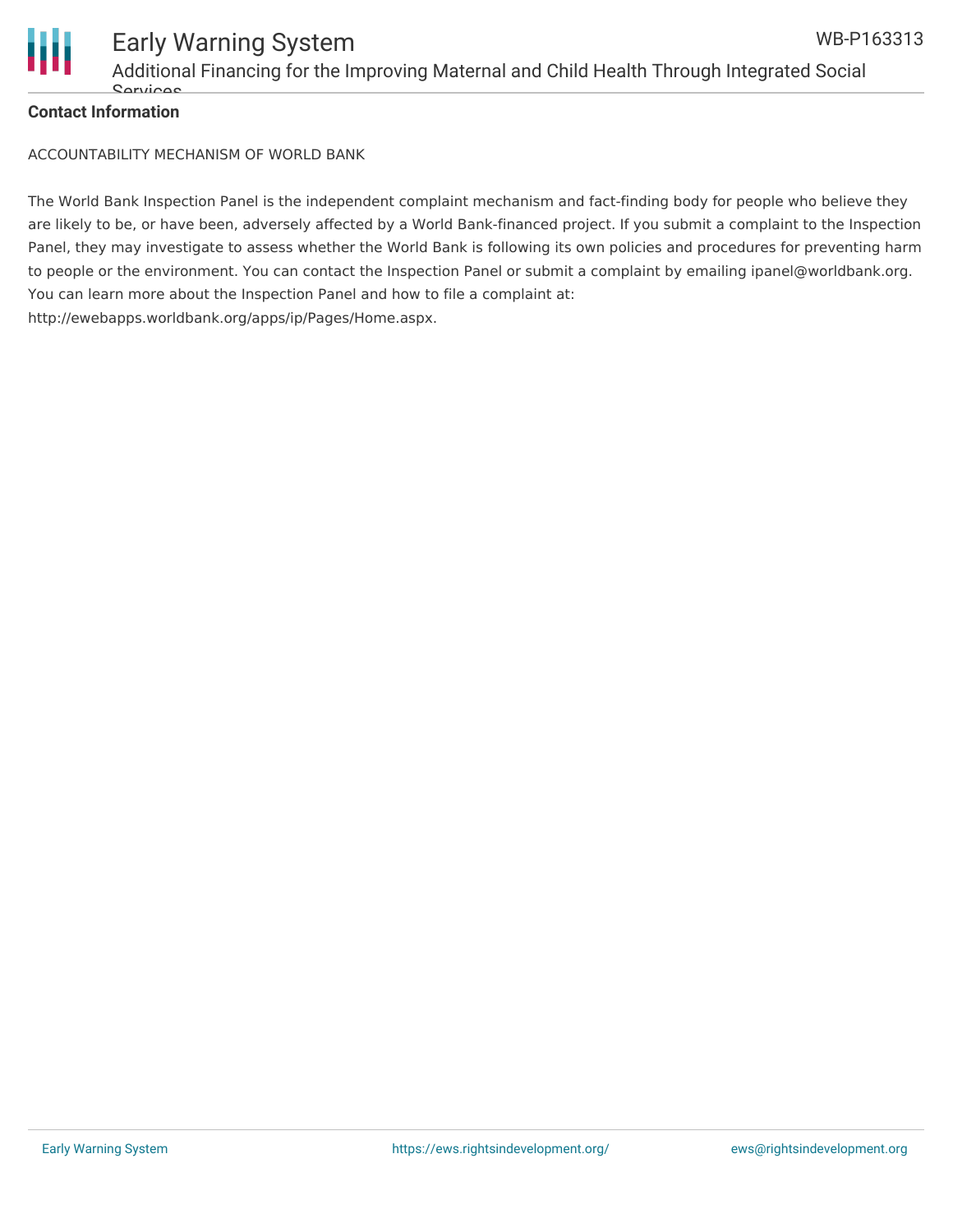**Contact Information**

ACCOUNTABILITY MECHANISM OF WORLD BANK

The World Bank Inspection Panel is the independent complaint mechanism and fact-finding body for people who believe they are likely to be, or have been, adversely affected by a World Bank-financed project. If you submit a complaint to the Inspection Panel, they may investigate to assess whether the World Bank is following its own policies and procedures for preventing harm to people or the environment. You can contact the Inspection Panel or submit a complaint by emailing ipanel@worldbank.org. You can learn more about the Inspection Panel and how to file a complaint at: http://ewebapps.worldbank.org/apps/ip/Pages/Home.aspx.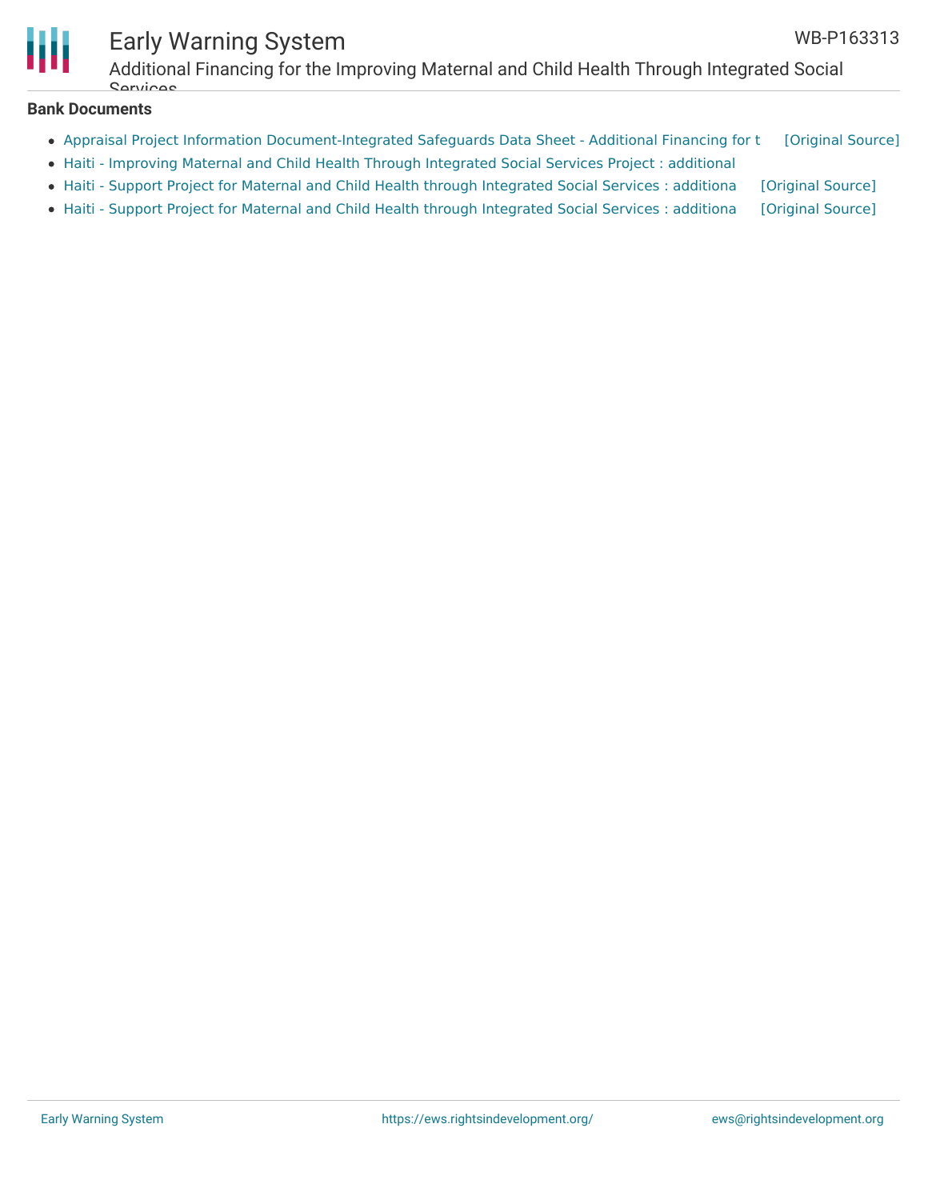**Bank Documents**

- Appraisal Project Information Document-Integrated Safeguards Data Sheet - Additional Financing for t [Original Source]
- Haiti - Improving Maternal and Child Health Through Integrated Social Services Project : additional
- Haiti - Support Project for Maternal and Child Health through Integrated Social Services : additiona [Original Source]
- Haiti - Support Project for Maternal and Child Health through Integrated Social Services : additiona [Original Source]